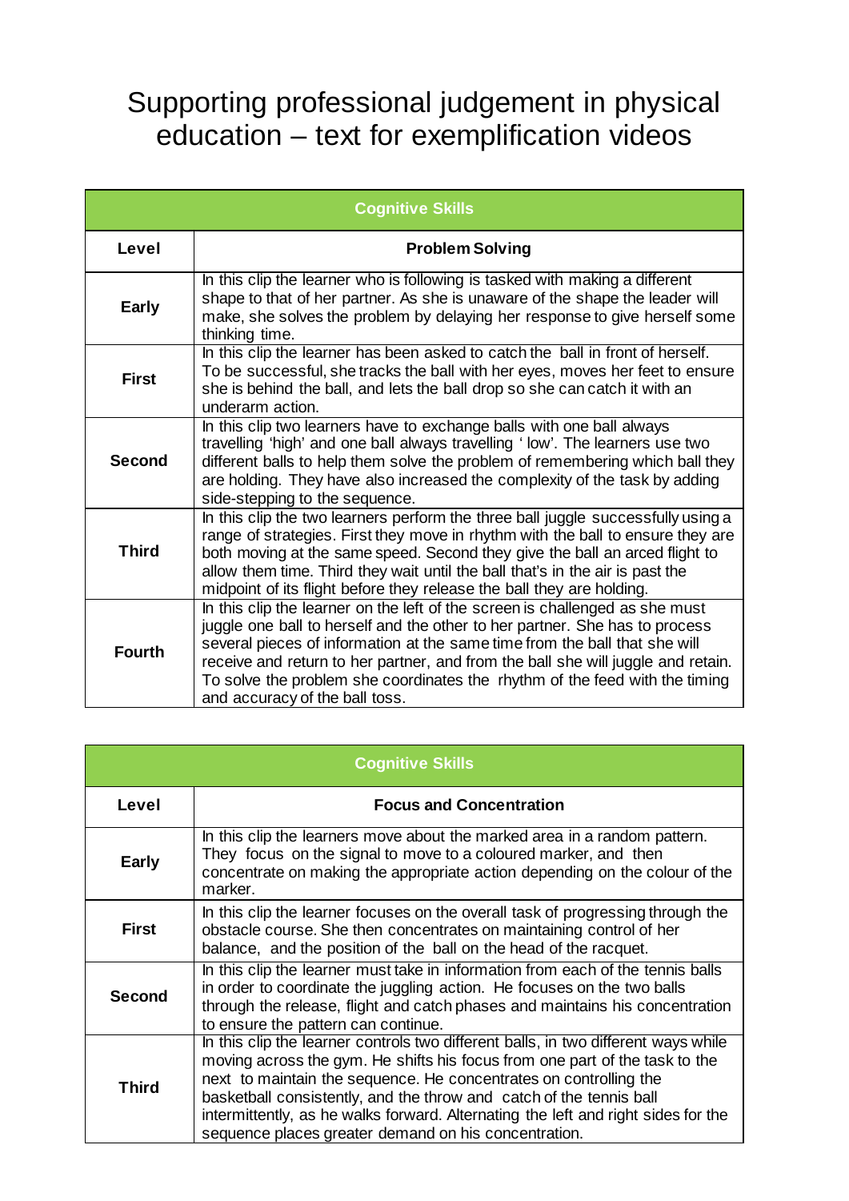# Supporting professional judgement in physical education – text for exemplification videos

| Cognitive Skills | |
|---|---|
| **Level** | **Problem Solving** |
| **Early** | In this clip the learner who is following is tasked with making a different shape to that of her partner. As she is unaware of the shape the leader will make, she solves the problem by delaying her response to give herself some thinking time. |
| **First** | In this clip the learner has been asked to catch the ball in front of herself. To be successful, she tracks the ball with her eyes, moves her feet to ensure she is behind the ball, and lets the ball drop so she can catch it with an underarm action. |
| **Second** | In this clip two learners have to exchange balls with one ball always travelling 'high' and one ball always travelling ' low'. The learners use two different balls to help them solve the problem of remembering which ball they are holding. They have also increased the complexity of the task by adding side-stepping to the sequence. |
| **Third** | In this clip the two learners perform the three ball juggle successfully using a range of strategies. First they move in rhythm with the ball to ensure they are both moving at the same speed. Second they give the ball an arced flight to allow them time. Third they wait until the ball that's in the air is past the midpoint of its flight before they release the ball they are holding. |
| **Fourth** | In this clip the learner on the left of the screen is challenged as she must juggle one ball to herself and the other to her partner. She has to process several pieces of information at the same time from the ball that she will receive and return to her partner, and from the ball she will juggle and retain. To solve the problem she coordinates the rhythm of the feed with the timing and accuracy of the ball toss. |

| Cognitive Skills | |
|---|---|
| **Level** | **Focus and Concentration** |
| **Early** | In this clip the learners move about the marked area in a random pattern. They focus on the signal to move to a coloured marker, and then concentrate on making the appropriate action depending on the colour of the marker. |
| **First** | In this clip the learner focuses on the overall task of progressing through the obstacle course. She then concentrates on maintaining control of her balance, and the position of the ball on the head of the racquet. |
| **Second** | In this clip the learner must take in information from each of the tennis balls in order to coordinate the juggling action. He focuses on the two balls through the release, flight and catch phases and maintains his concentration to ensure the pattern can continue. |
| **Third** | In this clip the learner controls two different balls, in two different ways while moving across the gym. He shifts his focus from one part of the task to the next to maintain the sequence. He concentrates on controlling the basketball consistently, and the throw and catch of the tennis ball intermittently, as he walks forward. Alternating the left and right sides for the sequence places greater demand on his concentration. |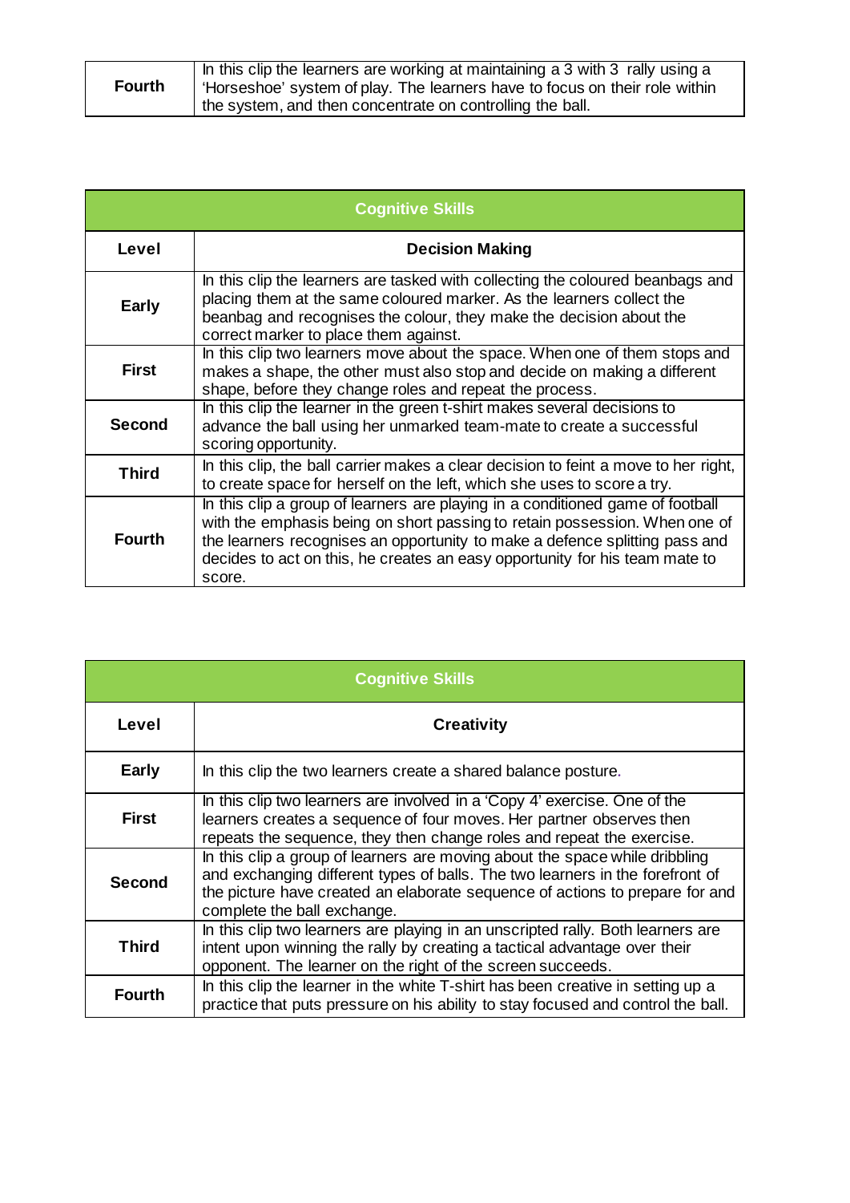| | |
|---|---|
| **Fourth** | In this clip the learners are working at maintaining a 3 with 3 rally using a 'Horseshoe' system of play. The learners have to focus on their role within the system, and then concentrate on controlling the ball. |

| **Cognitive Skills** | |
|---|---|
| **Level** | **Decision Making** |
| **Early** | In this clip the learners are tasked with collecting the coloured beanbags and placing them at the same coloured marker. As the learners collect the beanbag and recognises the colour, they make the decision about the correct marker to place them against. |
| **First** | In this clip two learners move about the space. When one of them stops and makes a shape, the other must also stop and decide on making a different shape, before they change roles and repeat the process. |
| **Second** | In this clip the learner in the green t-shirt makes several decisions to advance the ball using her unmarked team-mate to create a successful scoring opportunity. |
| **Third** | In this clip, the ball carrier makes a clear decision to feint a move to her right, to create space for herself on the left, which she uses to score a try. |
| **Fourth** | In this clip a group of learners are playing in a conditioned game of football with the emphasis being on short passing to retain possession. When one of the learners recognises an opportunity to make a defence splitting pass and decides to act on this, he creates an easy opportunity for his team mate to score. |

| **Cognitive Skills** | |
|---|---|
| **Level** | **Creativity** |
| **Early** | In this clip the two learners create a shared balance posture. |
| **First** | In this clip two learners are involved in a 'Copy 4' exercise. One of the learners creates a sequence of four moves. Her partner observes then repeats the sequence, they then change roles and repeat the exercise. |
| **Second** | In this clip a group of learners are moving about the space while dribbling and exchanging different types of balls. The two learners in the forefront of the picture have created an elaborate sequence of actions to prepare for and complete the ball exchange. |
| **Third** | In this clip two learners are playing in an unscripted rally. Both learners are intent upon winning the rally by creating a tactical advantage over their opponent. The learner on the right of the screen succeeds. |
| **Fourth** | In this clip the learner in the white T-shirt has been creative in setting up a practice that puts pressure on his ability to stay focused and control the ball. |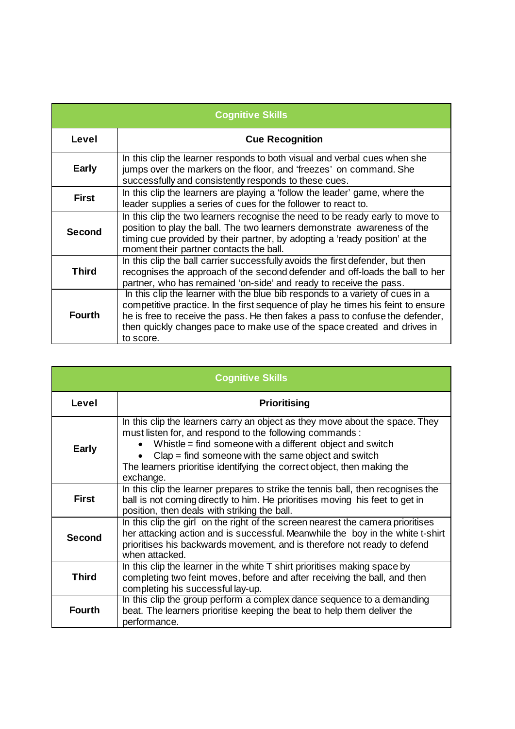| Cognitive Skills | |
|---|---|
| **Level** | **Cue Recognition** |
| **Early** | In this clip the learner responds to both visual and verbal cues when she jumps over the markers on the floor, and 'freezes' on command. She successfully and consistently responds to these cues. |
| **First** | In this clip the learners are playing a 'follow the leader' game, where the leader supplies a series of cues for the follower to react to. |
| **Second** | In this clip the two learners recognise the need to be ready early to move to position to play the ball. The two learners demonstrate awareness of the timing cue provided by their partner, by adopting a 'ready position' at the moment their partner contacts the ball. |
| **Third** | In this clip the ball carrier successfully avoids the first defender, but then recognises the approach of the second defender and off-loads the ball to her partner, who has remained 'on-side' and ready to receive the pass. |
| **Fourth** | In this clip the learner with the blue bib responds to a variety of cues in a competitive practice. In the first sequence of play he times his feint to ensure he is free to receive the pass. He then fakes a pass to confuse the defender, then quickly changes pace to make use of the space created and drives in to score. |

| Cognitive Skills | |
|---|---|
| **Level** | **Prioritising** |
| **Early** | In this clip the learners carry an object as they move about the space. They must listen for, and respond to the following commands :<br>• Whistle = find someone with a different object and switch<br>• Clap = find someone with the same object and switch<br>The learners prioritise identifying the correct object, then making the exchange. |
| **First** | In this clip the learner prepares to strike the tennis ball, then recognises the ball is not coming directly to him. He prioritises moving his feet to get in position, then deals with striking the ball. |
| **Second** | In this clip the girl on the right of the screen nearest the camera prioritises her attacking action and is successful. Meanwhile the boy in the white t-shirt prioritises his backwards movement, and is therefore not ready to defend when attacked. |
| **Third** | In this clip the learner in the white T shirt prioritises making space by completing two feint moves, before and after receiving the ball, and then completing his successful lay-up. |
| **Fourth** | In this clip the group perform a complex dance sequence to a demanding beat. The learners prioritise keeping the beat to help them deliver the performance. |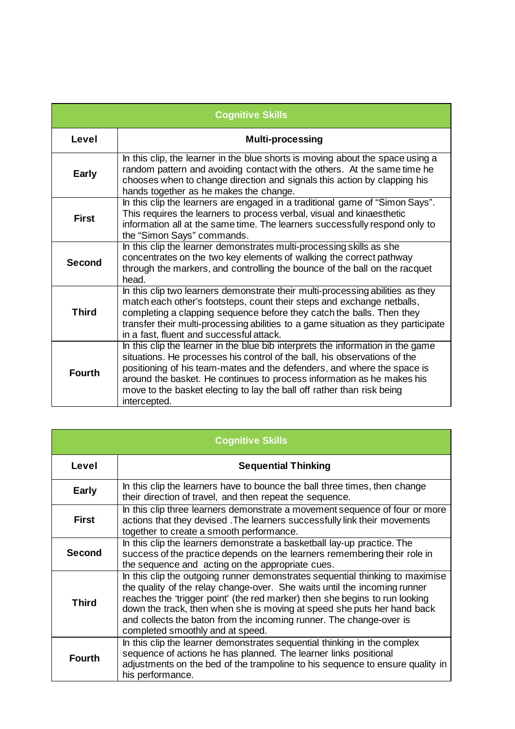| Cognitive Skills | |
|---|---|
| **Level** | **Multi-processing** |
| **Early** | In this clip, the learner in the blue shorts is moving about the space using a random pattern and avoiding contact with the others. At the same time he chooses when to change direction and signals this action by clapping his hands together as he makes the change. |
| **First** | In this clip the learners are engaged in a traditional game of "Simon Says". This requires the learners to process verbal, visual and kinaesthetic information all at the same time. The learners successfully respond only to the "Simon Says" commands. |
| **Second** | In this clip the learner demonstrates multi-processing skills as she concentrates on the two key elements of walking the correct pathway through the markers, and controlling the bounce of the ball on the racquet head. |
| **Third** | In this clip two learners demonstrate their multi-processing abilities as they match each other's footsteps, count their steps and exchange netballs, completing a clapping sequence before they catch the balls. Then they transfer their multi-processing abilities to a game situation as they participate in a fast, fluent and successful attack. |
| **Fourth** | In this clip the learner in the blue bib interprets the information in the game situations. He processes his control of the ball, his observations of the positioning of his team-mates and the defenders, and where the space is around the basket. He continues to process information as he makes his move to the basket electing to lay the ball off rather than risk being intercepted. |

| Cognitive Skills | |
|---|---|
| **Level** | **Sequential Thinking** |
| **Early** | In this clip the learners have to bounce the ball three times, then change their direction of travel, and then repeat the sequence. |
| **First** | In this clip three learners demonstrate a movement sequence of four or more actions that they devised .The learners successfully link their movements together to create a smooth performance. |
| **Second** | In this clip the learners demonstrate a basketball lay-up practice. The success of the practice depends on the learners remembering their role in the sequence and acting on the appropriate cues. |
| **Third** | In this clip the outgoing runner demonstrates sequential thinking to maximise the quality of the relay change-over. She waits until the incoming runner reaches the 'trigger point' (the red marker) then she begins to run looking down the track, then when she is moving at speed she puts her hand back and collects the baton from the incoming runner. The change-over is completed smoothly and at speed. |
| **Fourth** | In this clip the learner demonstrates sequential thinking in the complex sequence of actions he has planned. The learner links positional adjustments on the bed of the trampoline to his sequence to ensure quality in his performance. |